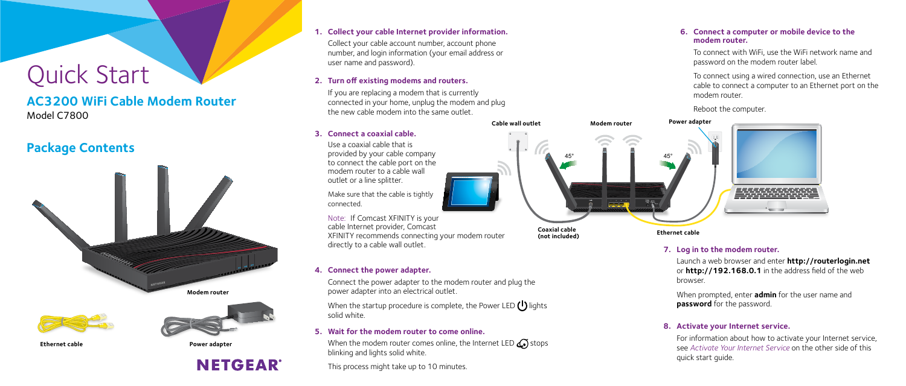# Quick Start

## AC3200 WiFi Cable Modem Router

Model C7800

## Package Contents

Modem router

Ethernet cable

Power adapter

NETGEAR®

**1. Collect your cable Internet provider information.**

Collect your cable account number, account phone number, and login information (your email address or user name and password).

**2. Turn off existing modems and routers.**

If you are replacing a modem that is currently connected in your home, unplug the modem and plug the new cable modem into the same outlet.

**3. Connect a coaxial cable.**

Use a coaxial cable that is provided by your cable company to connect the cable port on the modem router to a cable wall outlet or a line splitter.

Make sure that the cable is tightly connected.

Note: If Comcast XFINITY is your cable Internet provider, Comcast XFINITY recommends connecting your modem router directly to a cable wall outlet.

**4. Connect the power adapter.**

Connect the power adapter to the modem router and plug the power adapter into an electrical outlet.

When the startup procedure is complete, the Power LED lights solid white.

**5. Wait for the modem router to come online.**

When the modem router comes online, the Internet LED stops blinking and lights solid white.

This process might take up to 10 minutes.

Cable wall outlet

Modem router

Power adapter

45°

45°

Coaxial cable (not included)

Ethernet cable

**6. Connect a computer or mobile device to the modem router.**

To connect with WiFi, use the WiFi network name and password on the modem router label.

To connect using a wired connection, use an Ethernet cable to connect a computer to an Ethernet port on the modem router.

Reboot the computer.

**7. Log in to the modem router.**

Launch a web browser and enter **http://routerlogin.net** or **http://192.168.0.1** in the address field of the web browser.

When prompted, enter **admin** for the user name and **password** for the password.

**8. Activate your Internet service.**

For information about how to activate your Internet service, see *Activate Your Internet Service* on the other side of this quick start guide.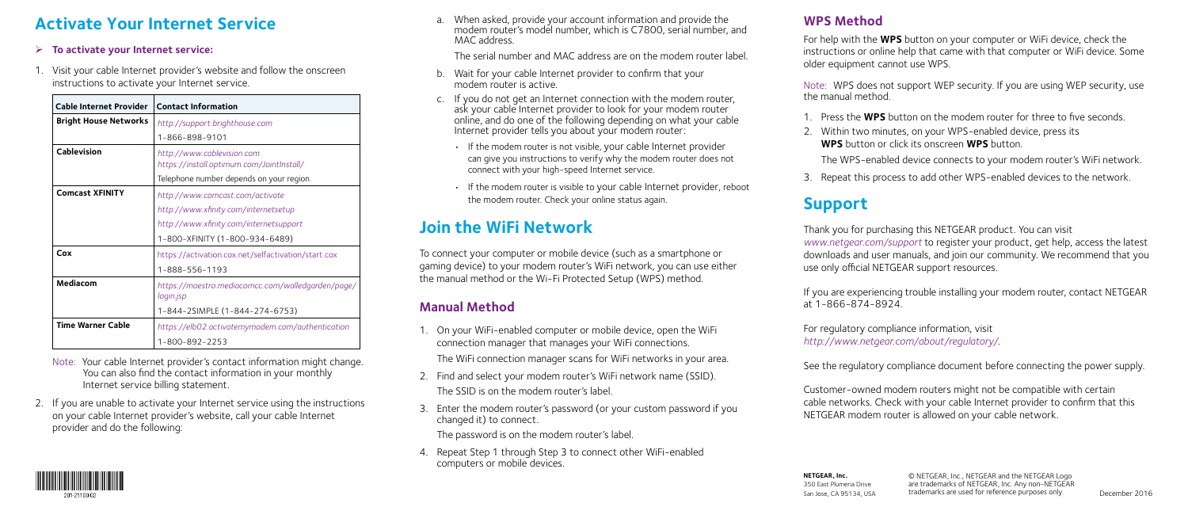# Activate Your Internet Service

- **To activate your Internet service:**

1. Visit your cable Internet provider's website and follow the onscreen instructions to activate your Internet service.

| Cable Internet Provider | Contact Information |
|---|---|
| **Bright House Networks** | *http://support.brighthouse.com* |
| | 1-866-898-9101 |
| **Cablevision** | *http://www.cablevision.com* *https://install.optimum.com/JointInstall/* |
| | Telephone number depends on your region. |
| **Comcast XFINITY** | *http://www.comcast.com/activate* |
| | *http://www.xfinity.com/internetsetup* |
| | *http://www.xfinity.com/internetsupport* |
| | 1-800-XFINITY (1-800-934-6489) |
| **Cox** | https://activation.cox.net/selfactivation/start.cox |
| | 1-888-556-1193 |
| **Mediacom** | *https://maestro.mediacomcc.com/walledgarden/page/login.jsp* |
| | 1-844-2SIMPLE (1-844-274-6753) |
| **Time Warner Cable** | *https://elb02.activatemymodem.com/authentication* |
| | 1-800-892-2253 |

Note: Your cable Internet provider's contact information might change. You can also find the contact information in your monthly Internet service billing statement.

2. If you are unable to activate your Internet service using the instructions on your cable Internet provider's website, call your cable Internet provider and do the following:

   a. When asked, provide your account information and provide the modem router's model number, which is C7800, serial number, and MAC address.

      The serial number and MAC address are on the modem router label.

   b. Wait for your cable Internet provider to confirm that your modem router is active.

   c. If you do not get an Internet connection with the modem router, ask your cable Internet provider to look for your modem router online, and do one of the following depending on what your cable Internet provider tells you about your modem router:

      - If the modem router is not visible, your cable Internet provider can give you instructions to verify why the modem router does not connect with your high-speed Internet service.
      - If the modem router is visible to your cable Internet provider, reboot the modem router. Check your online status again.

# Join the WiFi Network

To connect your computer or mobile device (such as a smartphone or gaming device) to your modem router's WiFi network, you can use either the manual method or the Wi-Fi Protected Setup (WPS) method.

## Manual Method

1. On your WiFi-enabled computer or mobile device, open the WiFi connection manager that manages your WiFi connections.

   The WiFi connection manager scans for WiFi networks in your area.

2. Find and select your modem router's WiFi network name (SSID).

   The SSID is on the modem router's label.

3. Enter the modem router's password (or your custom password if you changed it) to connect.

   The password is on the modem router's label.

4. Repeat Step 1 through Step 3 to connect other WiFi-enabled computers or mobile devices.

## WPS Method

For help with the **WPS** button on your computer or WiFi device, check the instructions or online help that came with that computer or WiFi device. Some older equipment cannot use WPS.

Note: WPS does not support WEP security. If you are using WEP security, use the manual method.

1. Press the **WPS** button on the modem router for three to five seconds.
2. Within two minutes, on your WPS-enabled device, press its **WPS** button or click its onscreen **WPS** button.

   The WPS-enabled device connects to your modem router's WiFi network.

3. Repeat this process to add other WPS-enabled devices to the network.

# Support

Thank you for purchasing this NETGEAR product. You can visit *www.netgear.com/support* to register your product, get help, access the latest downloads and user manuals, and join our community. We recommend that you use only official NETGEAR support resources.

If you are experiencing trouble installing your modem router, contact NETGEAR at 1-866-874-8924.

For regulatory compliance information, visit *http://www.netgear.com/about/regulatory/*.

See the regulatory compliance document before connecting the power supply.

Customer-owned modem routers might not be compatible with certain cable networks. Check with your cable Internet provider to confirm that this NETGEAR modem router is allowed on your cable network.

201-21100-02

**NETGEAR, Inc.**
350 East Plumeria Drive
San Jose, CA 95134, USA

© NETGEAR, Inc., NETGEAR and the NETGEAR Logo are trademarks of NETGEAR, Inc. Any non-NETGEAR trademarks are used for reference purposes only.

December 2016